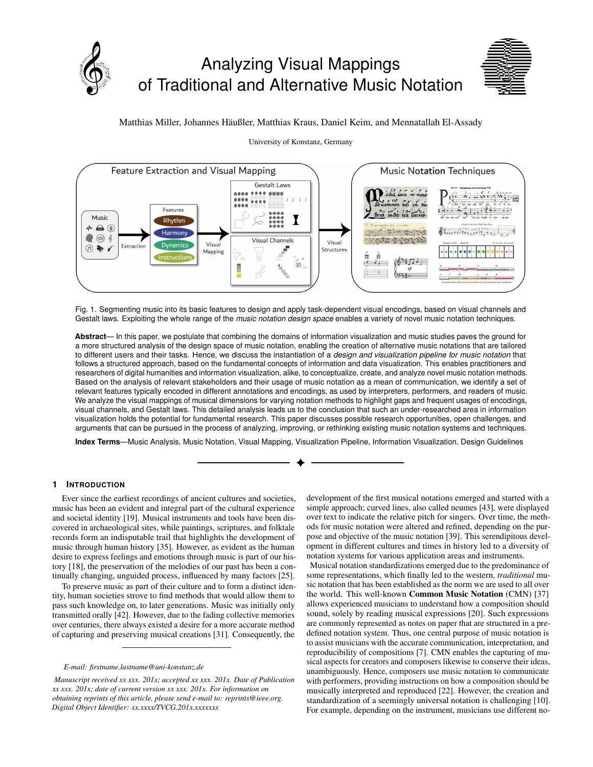# Analyzing Visual Mappings of Traditional and Alternative Music Notation

Matthias Miller, Johannes Häußler, Matthias Kraus, Daniel Keim, and Mennatallah El-Assady

University of Konstanz, Germany

Fig. 1. Segmenting music into its basic features to design and apply task-dependent visual encodings, based on visual channels and Gestalt laws. Exploiting the whole range of the *music notation design space* enables a variety of novel music notation techniques.

**Abstract**— In this paper, we postulate that combining the domains of information visualization and music studies paves the ground for a more structured analysis of the design space of music notation, enabling the creation of alternative music notations that are tailored to different users and their tasks. Hence, we discuss the instantiation of a *design and visualization pipeline for music notation* that follows a structured approach, based on the fundamental concepts of information and data visualization. This enables practitioners and researchers of digital humanities and information visualization, alike, to conceptualize, create, and analyze novel music notation methods. Based on the analysis of relevant stakeholders and their usage of music notation as a mean of communication, we identify a set of relevant features typically encoded in different annotations and encodings, as used by interpreters, performers, and readers of music. We analyze the visual mappings of musical dimensions for varying notation methods to highlight gaps and frequent usages of encodings, visual channels, and Gestalt laws. This detailed analysis leads us to the conclusion that such an under-researched area in information visualization holds the potential for fundamental research. This paper discusses possible research opportunities, open challenges, and arguments that can be pursued in the process of analyzing, improving, or rethinking existing music notation systems and techniques.

**Index Terms**—Music Analysis, Music Notation, Visual Mapping, Visualization Pipeline, Information Visualization, Design Guidelines

## 1 Introduction

Ever since the earliest recordings of ancient cultures and societies, music has been an evident and integral part of the cultural experience and societal identity [19]. Musical instruments and tools have been discovered in archaeological sites, while paintings, scriptures, and folktale records from an indisputable trail that highlights the development of music through human history [35]. However, as evident as the human desire to express feelings and emotions through music is part of our history [18], the preservation of the melodies of our past has been a continually changing, unguided process, influenced by many factors [25].

To preserve music as part of their culture and to form a distinct identity, human societies strove to find methods that would allow them to pass such knowledge on, to later generations. Music was initially only transmitted orally [42]. However, due to the fading collective memories over centuries, there always existed a desire for a more accurate method of capturing and preserving musical creations [31]. Consequently, the development of the first musical notations emerged and started with a simple approach; curved lines, also called neumes [43], were displayed over text to indicate the relative pitch for singers. Over time, the methods for music notation were altered and refined, depending on the purpose and objective of the music notation [39]. This serendipitous development in different cultures and times in history led to a diversity of notation systems for various application areas and instruments.

Musical notation standardizations emerged due to the predominance of some representations, which finally led to the western, *traditional* music notation that has been established as the norm we are used to all over the world. This well-known **Common Music Notation** (CMN) [37] allows experienced musicians to understand how a composition should sound, solely by reading musical expressions [20]. Such expressions are commonly represented as notes on paper that are structured in a predefined notation system. Thus, one central purpose of music notation is to assist musicians with the accurate communication, interpretation, and reproducibility of compositions [7]. CMN enables the capturing of musical aspects for creators and composers likewise to conserve their ideas, unambiguously. Hence, composers use music notation to communicate with performers, providing instructions on how a composition should be musically interpreted and reproduced [22]. However, the creation and standardization of a seemingly universal notation is challenging [10]. For example, depending on the instrument, musicians use different no-

*E-mail: firstname.lastname@uni-konstanz.de*

*Manuscript received xx xxx. 201x; accepted xx xxx. 201x. Date of Publication xx xxx. 201x; date of current version xx xxx. 201x. For information on obtaining reprints of this article, please send e-mail to: reprints@ieee.org. Digital Object Identifier: xx.xxxx/TVCG.201x.xxxxxxx*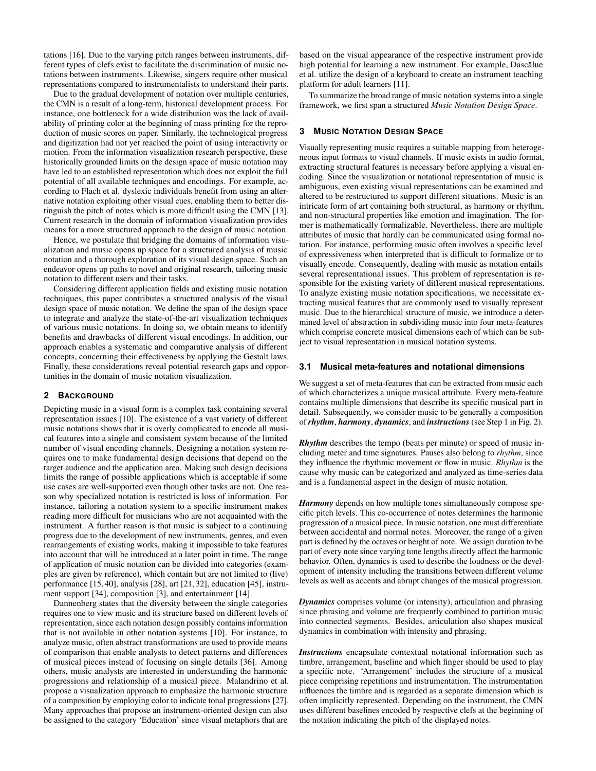tations [16]. Due to the varying pitch ranges between instruments, different types of clefs exist to facilitate the discrimination of music notations between instruments. Likewise, singers require other musical representations compared to instrumentalists to understand their parts.

Due to the gradual development of notation over multiple centuries, the CMN is a result of a long-term, historical development process. For instance, one bottleneck for a wide distribution was the lack of availability of printing color at the beginning of mass printing for the reproduction of music scores on paper. Similarly, the technological progress and digitization had not yet reached the point of using interactivity or motion. From the information visualization research perspective, these historically grounded limits on the design space of music notation may have led to an established representation which does not exploit the full potential of all available techniques and encodings. For example, according to Flach et al. dyslexic individuals benefit from using an alternative notation exploiting other visual cues, enabling them to better distinguish the pitch of notes which is more difficult using the CMN [13]. Current research in the domain of information visualization provides means for a more structured approach to the design of music notation.

Hence, we postulate that bridging the domains of information visualization and music opens up space for a structured analysis of music notation and a thorough exploration of its visual design space. Such an endeavor opens up paths to novel and original research, tailoring music notation to different users and their tasks.

Considering different application fields and existing music notation techniques, this paper contributes a structured analysis of the visual design space of music notation. We define the span of the design space to integrate and analyze the state-of-the-art visualization techniques of various music notations. In doing so, we obtain means to identify benefits and drawbacks of different visual encodings. In addition, our approach enables a systematic and comparative analysis of different concepts, concerning their effectiveness by applying the Gestalt laws. Finally, these considerations reveal potential research gaps and opportunities in the domain of music notation visualization.

## 2 Background

Depicting music in a visual form is a complex task containing several representation issues [10]. The existence of a vast variety of different music notations shows that it is overly complicated to encode all musical features into a single and consistent system because of the limited number of visual encoding channels. Designing a notation system requires one to make fundamental design decisions that depend on the target audience and the application area. Making such design decisions limits the range of possible applications which is acceptable if some use cases are well-supported even though other tasks are not. One reason why specialized notation is restricted is loss of information. For instance, tailoring a notation system to a specific instrument makes reading more difficult for musicians who are not acquainted with the instrument. A further reason is that music is subject to a continuing progress due to the development of new instruments, genres, and even rearrangements of existing works, making it impossible to take features into account that will be introduced at a later point in time. The range of application of music notation can be divided into categories (examples are given by reference), which contain but are not limited to (live) performance [15, 40], analysis [28], art [21, 32], education [45], instrument support [34], composition [3], and entertainment [14].

Dannenberg states that the diversity between the single categories requires one to view music and its structure based on different levels of representation, since each notation design possibly contains information that is not available in other notation systems [10]. For instance, to analyze music, often abstract transformations are used to provide means of comparison that enable analysts to detect patterns and differences of musical pieces instead of focusing on single details [36]. Among others, music analysts are interested in understanding the harmonic progressions and relationship of a musical piece. Malandrino et al. propose a visualization approach to emphasize the harmonic structure of a composition by employing color to indicate tonal progressions [27]. Many approaches that propose an instrument-oriented design can also be assigned to the category 'Education' since visual metaphors that are based on the visual appearance of the respective instrument provide high potential for learning a new instrument. For example, Dascălue et al. utilize the design of a keyboard to create an instrument teaching platform for adult learners [11].

To summarize the broad range of music notation systems into a single framework, we first span a structured *Music Notation Design Space*.

## 3 Music Notation Design Space

Visually representing music requires a suitable mapping from heterogeneous input formats to visual channels. If music exists in audio format, extracting structural features is necessary before applying a visual encoding. Since the visualization or notational representation of music is ambiguous, even existing visual representations can be examined and altered to be restructured to support different situations. Music is an intricate form of art containing both structural, as harmony or rhythm, and non-structural properties like emotion and imagination. The former is mathematically formalizable. Nevertheless, there are multiple attributes of music that hardly can be communicated using formal notation. For instance, performing music often involves a specific level of expressiveness when interpreted that is difficult to formalize or to visually encode. Consequently, dealing with music as notation entails several representational issues. This problem of representation is responsible for the existing variety of different musical representations. To analyze existing music notation specifications, we necessitate extracting musical features that are commonly used to visually represent music. Due to the hierarchical structure of music, we introduce a determined level of abstraction in subdividing music into four meta-features which comprise concrete musical dimensions each of which can be subject to visual representation in musical notation systems.

### 3.1 Musical meta-features and notational dimensions

We suggest a set of meta-features that can be extracted from music each of which characterizes a unique musical attribute. Every meta-feature contains multiple dimensions that describe its specific musical part in detail. Subsequently, we consider music to be generally a composition of ***rhythm***, ***harmony***, ***dynamics***, and ***instructions*** (see Step 1 in Fig. 2).

***Rhythm*** describes the tempo (beats per minute) or speed of music including meter and time signatures. Pauses also belong to *rhythm*, since they influence the rhythmic movement or flow in music. *Rhythm* is the cause why music can be categorized and analyzed as time-series data and is a fundamental aspect in the design of music notation.

***Harmony*** depends on how multiple tones simultaneously compose specific pitch levels. This co-occurrence of notes determines the harmonic progression of a musical piece. In music notation, one must differentiate between accidental and normal notes. Moreover, the range of a given part is defined by the octaves or height of note. We assign duration to be part of every note since varying tone lengths directly affect the harmonic behavior. Often, dynamics is used to describe the loudness or the development of intensity including the transitions between different volume levels as well as accents and abrupt changes of the musical progression.

***Dynamics*** comprises volume (or intensity), articulation and phrasing since phrasing and volume are frequently combined to partition music into connected segments. Besides, articulation also shapes musical dynamics in combination with intensity and phrasing.

***Instructions*** encapsulate contextual notational information such as timbre, arrangement, baseline and which finger should be used to play a specific note. 'Arrangement' includes the structure of a musical piece comprising repetitions and instrumentation. The instrumentation influences the timbre and is regarded as a separate dimension which is often implicitly represented. Depending on the instrument, the CMN uses different baselines encoded by respective clefs at the beginning of the notation indicating the pitch of the displayed notes.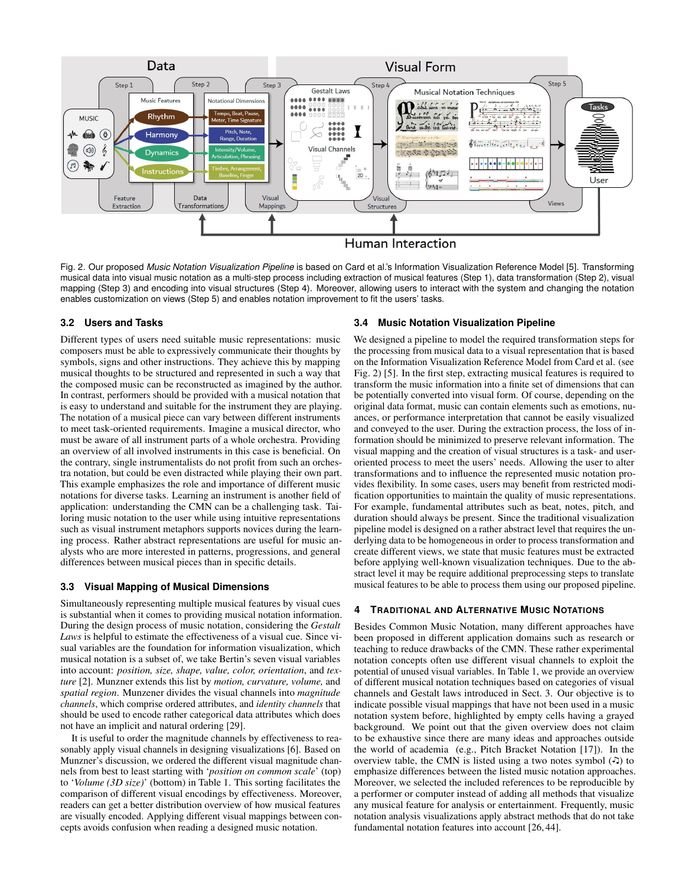Fig. 2. Our proposed *Music Notation Visualization Pipeline* is based on Card et al.'s Information Visualization Reference Model [5]. Transforming musical data into visual music notation as a multi-step process including extraction of musical features (Step 1), data transformation (Step 2), visual mapping (Step 3) and encoding into visual structures (Step 4). Moreover, allowing users to interact with the system and changing the notation enables customization on views (Step 5) and enables notation improvement to fit the users' tasks.

### 3.2 Users and Tasks

Different types of users need suitable music representations: music composers must be able to expressively communicate their thoughts by symbols, signs and other instructions. They achieve this by mapping musical thoughts to be structured and represented in such a way that the composed music can be reconstructed as imagined by the author. In contrast, performers should be provided with a musical notation that is easy to understand and suitable for the instrument they are playing. The notation of a musical piece can vary between different instruments to meet task-oriented requirements. Imagine a musical director, who must be aware of all instrument parts of a whole orchestra. Providing an overview of all involved instruments in this case is beneficial. On the contrary, single instrumentalists do not profit from such an orchestra notation, but could be even distracted while playing their own part. This example emphasizes the role and importance of different music notations for diverse tasks. Learning an instrument is another field of application: understanding the CMN can be a challenging task. Tailoring music notation to the user while using intuitive representations such as visual instrument metaphors supports novices during the learning process. Rather abstract representations are useful for music analysts who are more interested in patterns, progressions, and general differences between musical pieces than in specific details.

### 3.3 Visual Mapping of Musical Dimensions

Simultaneously representing multiple musical features by visual cues is substantial when it comes to providing musical information. During the design process of music notation, considering the *Gestalt Laws* is helpful to estimate the effectiveness of a visual cue. Since visual variables are the foundation for information visualization, which musical notation is a subset of, we take Bertin's seven visual variables into account: *position, size, shape, value, color, orientation*, and *texture* [2]. Munzner extends this list by *motion, curvature, volume,* and *spatial region*. Munzener divides the visual channels into *magnitude channels*, which comprise ordered attributes, and *identity channels* that should be used to encode rather categorical data attributes which does not have an implicit and natural ordering [29].

It is useful to order the magnitude channels by effectiveness to reasonably apply visual channels in designing visualizations [6]. Based on Munzner's discussion, we ordered the different visual magnitude channels from best to least starting with '*position on common scale*' (top) to '*Volume (3D size)*' (bottom) in Table 1. This sorting facilitates the comparison of different visual encodings by effectiveness. Moreover, readers can get a better distribution overview of how musical features are visually encoded. Applying different visual mappings between concepts avoids confusion when reading a designed music notation.

### 3.4 Music Notation Visualization Pipeline

We designed a pipeline to model the required transformation steps for the processing from musical data to a visual representation that is based on the Information Visualization Reference Model from Card et al. (see Fig. 2) [5]. In the first step, extracting musical features is required to transform the music information into a finite set of dimensions that can be potentially converted into visual form. Of course, depending on the original data format, music can contain elements such as emotions, nuances, or performance interpretation that cannot be easily visualized and conveyed to the user. During the extraction process, the loss of information should be minimized to preserve relevant information. The visual mapping and the creation of visual structures is a task- and user-oriented process to meet the users' needs. Allowing the user to alter transformations and to influence the represented music notation provides flexibility. In some cases, users may benefit from restricted modification opportunities to maintain the quality of music representations. For example, fundamental attributes such as beat, notes, pitch, and duration should always be present. Since the traditional visualization pipeline model is designed on a rather abstract level that requires the underlying data to be homogeneous in order to process transformation and create different views, we state that music features must be extracted before applying well-known visualization techniques. Due to the abstract level it may be require additional preprocessing steps to translate musical features to be able to process them using our proposed pipeline.

## 4 Traditional and Alternative Music Notations

Besides Common Music Notation, many different approaches have been proposed in different application domains such as research or teaching to reduce drawbacks of the CMN. These rather experimental notation concepts often use different visual channels to exploit the potential of unused visual variables. In Table 1, we provide an overview of different musical notation techniques based on categories of visual channels and Gestalt laws introduced in Sect. 3. Our objective is to indicate possible visual mappings that have not been used in a music notation system before, highlighted by empty cells having a grayed background. We point out that the given overview does not claim to be exhaustive since there are many ideas and approaches outside the world of academia (e.g., Pitch Bracket Notation [17]). In the overview table, the CMN is listed using a two notes symbol (♫) to emphasize differences between the listed music notation approaches. Moreover, we selected the included references to be reproducible by a performer or computer instead of adding all methods that visualize any musical feature for analysis or entertainment. Frequently, music notation analysis visualizations apply abstract methods that do not take fundamental notation features into account [26, 44].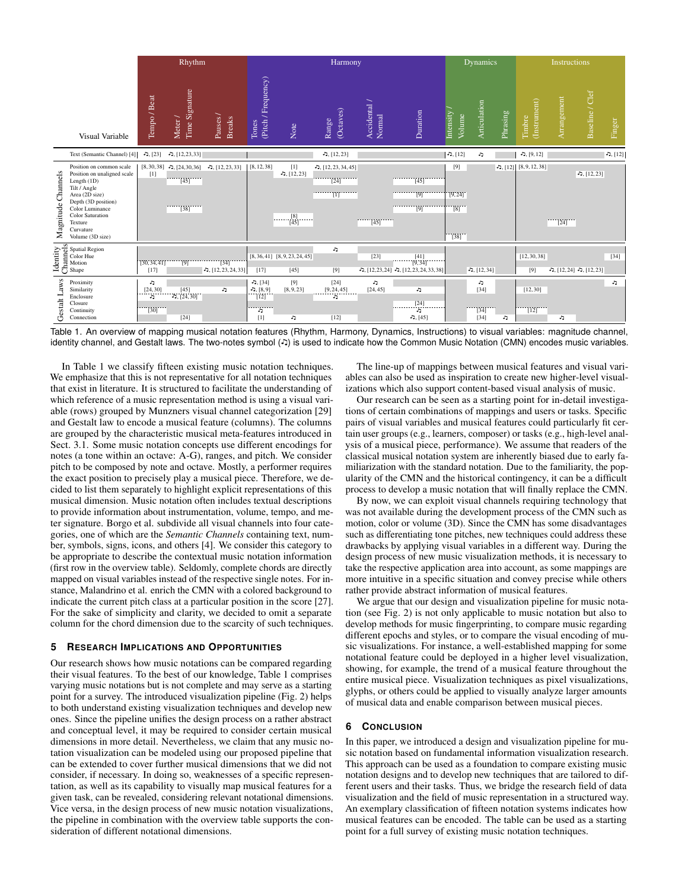| | Visual Variable | Rhythm: Tempo / Beat | Rhythm: Meter / Time Signature | Rhythm: Pauses / Breaks | Harmony: Tones (Pitch / Frequency) | Harmony: Note | Harmony: Range (Octaves) | Harmony: Accidental / Normal | Harmony: Duration | Dynamics: Intensity / Volume | Dynamics: Articulation | Dynamics: Phrasing | Instructions: Timbre (Instrument) | Instructions: Arrangement | Instructions: Baseline / Clef | Instructions: Finger |
|---|---|---|---|---|---|---|---|---|---|---|---|---|---|---|---|---|
| | Text (Semantic Channel) [4] | ♫, [23] | ♫, [12,23,33] | | | | ♫, [12,23] | | | ♫, [12] | ♫ | | ♫, [9,12] | | | ♫, [12] |
| Magnitude Channels | Position on common scale | [8, 30, 38] | ♫, [24,30,36] | ♫, [12,23,33] | [8, 12, 38] | [1] | ♫, [12, 23, 34, 45] | | | [9] | | ♫, [12] | [8, 9, 12, 38] | | | |
| | Position on unaligned scale | [1] | | | | ♫, [12,23] | | | | | | | | | ♫, [12,23] | |
| | Length (1D) | | [45] | | | | [24] | | [45] | | | | | | | |
| | Tilt / Angle | | | | | | | | | | | | | | | |
| | Area (2D size) | | | | | | [1] | | [9] | [9, 24] | | | | | | |
| | Depth (3D position) | | | | | | | | | | | | | | | |
| | Color Luminance | | [38] | | | | | | [9] | [8] | | | | | | |
| | Color Saturation | | | | | [8] | | | | | | | | | | |
| | Texture | | | | | [45] | | [45] | | | | | | [24] | | |
| | Curvature | | | | | | | | | | | | | | | |
| | Volume (3D size) | | | | | | | | | [38] | | | | | | |
| Identity Channels | Spatial Region | | | | | | ♫ | | | | | | | | | |
| | Color Hue | | | | [8, 36, 41] | [8, 9, 23, 24, 45] | | [23] | [41] | | | | [12, 30, 38] | | | [34] |
| | Motion | [30, 34, 41] | [9] | [34] | | | | | [9, 34] | | | | | | | |
| | Shape | [17] | | ♫, [12, 23, 24, 33] | [17] | [45] | [9] | ♫, [12,23,24] | ♫, [12, 23, 24, 33, 38] | | ♫, [12, 34] | | [9] | ♫, [12, 24] | ♫, [12, 23] | |
| Gestalt Laws | Proximity | ♫ | | | ♫, [34] | [9] | [24] | ♫ | | | ♫ | | | | | ♫ |
| | Similarity | [24, 30] | [45] | ♫ | ♫, [8, 9] | [8, 9, 23] | [9, 24, 45] | [24, 45] | ♫ | | [34] | | [12, 30] | | | |
| | Enclosure | ♫ | ♫, [24, 30] | | [12] | | ♫ | | | | | | | | | |
| | Closure | | | | | | | | [24] | | | | | | | |
| | Continuity | [30] | | | ♫ | | | | ♫ | | [34] | | [12] | | | |
| | Connection | | [24] | | [1] | ♫ | [12] | | ♫, [45] | | [34] | ♫ | | ♫ | | |

Table 1. An overview of mapping musical notation features (Rhythm, Harmony, Dynamics, Instructions) to visual variables: magnitude channel, identity channel, and Gestalt laws. The two-notes symbol (♫) is used to indicate how the Common Music Notation (CMN) encodes music variables.

In Table 1 we classify fifteen existing music notation techniques. We emphasize that this is not representative for all notation techniques that exist in literature. It is structured to facilitate the understanding of which reference of a music representation method is using a visual variable (rows) grouped by Munzners visual channel categorization [29] and Gestalt law to encode a musical feature (columns). The columns are grouped by the characteristic musical meta-features introduced in Sect. 3.1. Some music notation concepts use different encodings for notes (a tone within an octave: A-G), ranges, and pitch. We consider pitch to be composed by note and octave. Mostly, a performer requires the exact position to precisely play a musical piece. Therefore, we decided to list them separately to highlight explicit representations of this musical dimension. Music notation often includes textual descriptions to provide information about instrumentation, volume, tempo, and meter signature. Borgo et al. subdivide all visual channels into four categories, one of which are the *Semantic Channels* containing text, number, symbols, signs, icons, and others [4]. We consider this category to be appropriate to describe the contextual music notation information (first row in the overview table). Seldomly, complete chords are directly mapped on visual variables instead of the respective single notes. For instance, Malandrino et al. enrich the CMN with a colored background to indicate the current pitch class at a particular position in the score [27]. For the sake of simplicity and clarity, we decided to omit a separate column for the chord dimension due to the scarcity of such techniques.

## 5 Research Implications and Opportunities

Our research shows how music notations can be compared regarding their visual features. To the best of our knowledge, Table 1 comprises varying music notations but is not complete and may serve as a starting point for a survey. The introduced visualization pipeline (Fig. 2) helps to both understand existing visualization techniques and develop new ones. Since the pipeline unifies the design process on a rather abstract and conceptual level, it may be required to consider certain musical dimensions in more detail. Nevertheless, we claim that any music notation visualization can be modeled using our proposed pipeline that can be extended to cover further musical dimensions that we did not consider, if necessary. In doing so, weaknesses of a specific representation, as well as its capability to visually map musical features for a given task, can be revealed, considering relevant notational dimensions. Vice versa, in the design process of new music notation visualizations, the pipeline in combination with the overview table supports the consideration of different notational dimensions.

The line-up of mappings between musical features and visual variables can also be used as inspiration to create new higher-level visualizations which also support content-based visual analysis of music.

Our research can be seen as a starting point for in-detail investigations of certain combinations of mappings and users or tasks. Specific pairs of visual variables and musical features could particularly fit certain user groups (e.g., learners, composer) or tasks (e.g., high-level analysis of a musical piece, performance). We assume that readers of the classical musical notation system are inherently biased due to early familiarization with the standard notation. Due to the familiarity, the popularity of the CMN and the historical contingency, it can be a difficult process to develop a music notation that will finally replace the CMN.

By now, we can exploit visual channels requiring technology that was not available during the development process of the CMN such as motion, color or volume (3D). Since the CMN has some disadvantages such as differentiating tone pitches, new techniques could address these drawbacks by applying visual variables in a different way. During the design process of new music visualization methods, it is necessary to take the respective application area into account, as some mappings are more intuitive in a specific situation and convey precise while others rather provide abstract information of musical features.

We argue that our design and visualization pipeline for music notation (see Fig. 2) is not only applicable to music notation but also to develop methods for music fingerprinting, to compare music regarding different epochs and styles, or to compare the visual encoding of music visualizations. For instance, a well-established mapping for some notational feature could be deployed in a higher level visualization, showing, for example, the trend of a musical feature throughout the entire musical piece. Visualization techniques as pixel visualizations, glyphs, or others could be applied to visually analyze larger amounts of musical data and enable comparison between musical pieces.

## 6 Conclusion

In this paper, we introduced a design and visualization pipeline for music notation based on fundamental information visualization research. This approach can be used as a foundation to compare existing music notation designs and to develop new techniques that are tailored to different users and their tasks. Thus, we bridge the research field of data visualization and the field of music representation in a structured way. An exemplary classification of fifteen notation systems indicates how musical features can be encoded. The table can be used as a starting point for a full survey of existing music notation techniques.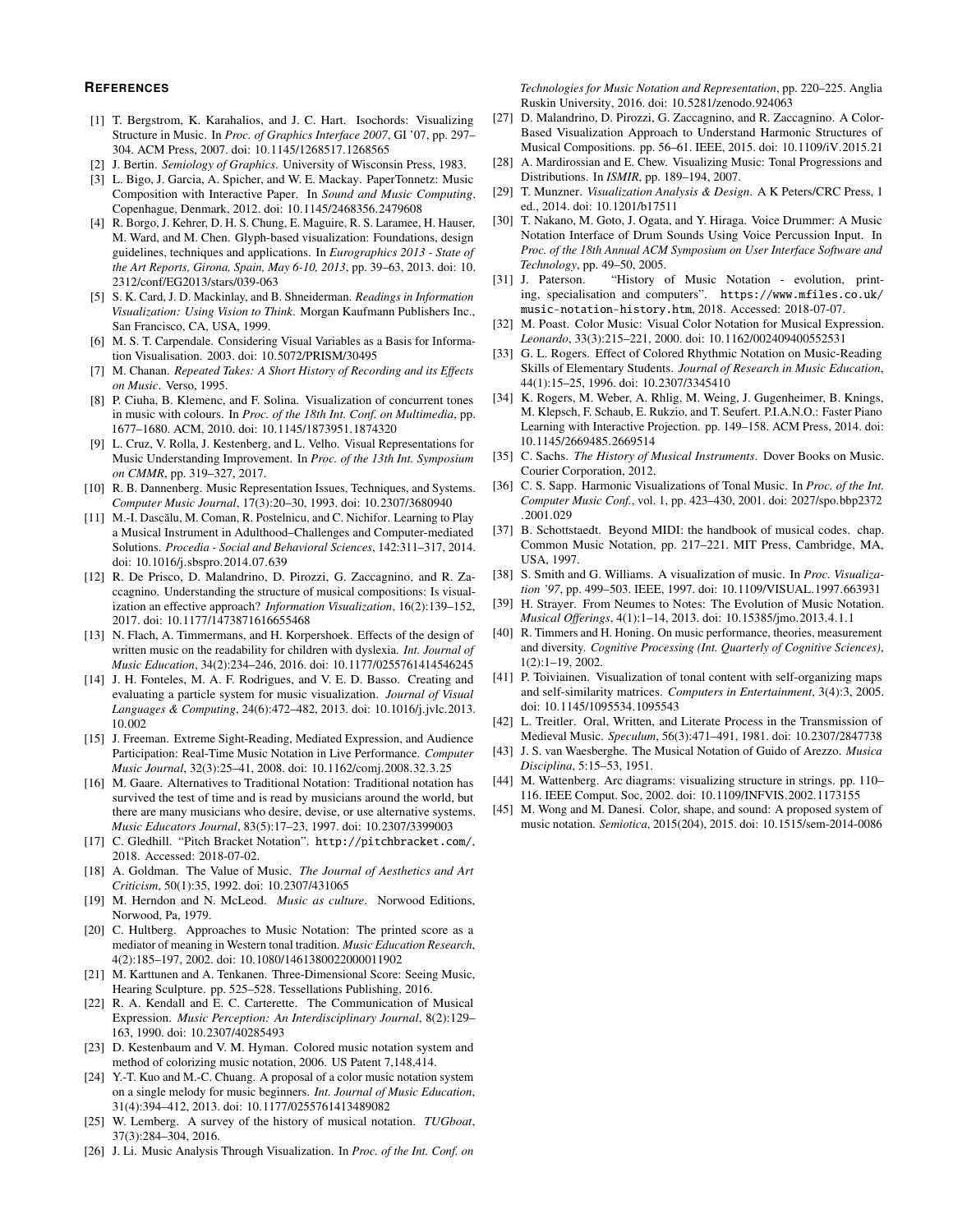## REFERENCES

[1] T. Bergstrom, K. Karahalios, and J. C. Hart. Isochords: Visualizing Structure in Music. In *Proc. of Graphics Interface 2007*, GI '07, pp. 297–304. ACM Press, 2007. doi: 10.1145/1268517.1268565

[2] J. Bertin. *Semiology of Graphics*. University of Wisconsin Press, 1983.

[3] L. Bigo, J. Garcia, A. Spicher, and W. E. Mackay. PaperTonnetz: Music Composition with Interactive Paper. In *Sound and Music Computing*. Copenhague, Denmark, 2012. doi: 10.1145/2468356.2479608

[4] R. Borgo, J. Kehrer, D. H. S. Chung, E. Maguire, R. S. Laramee, H. Hauser, M. Ward, and M. Chen. Glyph-based visualization: Foundations, design guidelines, techniques and applications. In *Eurographics 2013 - State of the Art Reports, Girona, Spain, May 6-10, 2013*, pp. 39–63, 2013. doi: 10.2312/conf/EG2013/stars/039-063

[5] S. K. Card, J. D. Mackinlay, and B. Shneiderman. *Readings in Information Visualization: Using Vision to Think*. Morgan Kaufmann Publishers Inc., San Francisco, CA, USA, 1999.

[6] M. S. T. Carpendale. Considering Visual Variables as a Basis for Information Visualisation. 2003. doi: 10.5072/PRISM/30495

[7] M. Chanan. *Repeated Takes: A Short History of Recording and its Effects on Music*. Verso, 1995.

[8] P. Ciuha, B. Klemenc, and F. Solina. Visualization of concurrent tones in music with colours. In *Proc. of the 18th Int. Conf. on Multimedia*, pp. 1677–1680. ACM, 2010. doi: 10.1145/1873951.1874320

[9] L. Cruz, V. Rolla, J. Kestenberg, and L. Velho. Visual Representations for Music Understanding Improvement. In *Proc. of the 13th Int. Symposium on CMMR*, pp. 319–327, 2017.

[10] R. B. Dannenberg. Music Representation Issues, Techniques, and Systems. *Computer Music Journal*, 17(3):20–30, 1993. doi: 10.2307/3680940

[11] M.-I. Dascălu, M. Coman, R. Postelnicu, and C. Nichifor. Learning to Play a Musical Instrument in Adulthood–Challenges and Computer-mediated Solutions. *Procedia - Social and Behavioral Sciences*, 142:311–317, 2014. doi: 10.1016/j.sbspro.2014.07.639

[12] R. De Prisco, D. Malandrino, D. Pirozzi, G. Zaccagnino, and R. Zaccagnino. Understanding the structure of musical compositions: Is visualization an effective approach? *Information Visualization*, 16(2):139–152, 2017. doi: 10.1177/1473871616655468

[13] N. Flach, A. Timmermans, and H. Korpershoek. Effects of the design of written music on the readability for children with dyslexia. *Int. Journal of Music Education*, 34(2):234–246, 2016. doi: 10.1177/0255761414546245

[14] J. H. Fonteles, M. A. F. Rodrigues, and V. E. D. Basso. Creating and evaluating a particle system for music visualization. *Journal of Visual Languages & Computing*, 24(6):472–482, 2013. doi: 10.1016/j.jvlc.2013.10.002

[15] J. Freeman. Extreme Sight-Reading, Mediated Expression, and Audience Participation: Real-Time Music Notation in Live Performance. *Computer Music Journal*, 32(3):25–41, 2008. doi: 10.1162/comj.2008.32.3.25

[16] M. Gaare. Alternatives to Traditional Notation: Traditional notation has survived the test of time and is read by musicians around the world, but there are many musicians who desire, devise, or use alternative systems. *Music Educators Journal*, 83(5):17–23, 1997. doi: 10.2307/3399003

[17] C. Gledhill. "Pitch Bracket Notation". `http://pitchbracket.com/`, 2018. Accessed: 2018-07-02.

[18] A. Goldman. The Value of Music. *The Journal of Aesthetics and Art Criticism*, 50(1):35, 1992. doi: 10.2307/431065

[19] M. Herndon and N. McLeod. *Music as culture*. Norwood Editions, Norwood, Pa, 1979.

[20] C. Hultberg. Approaches to Music Notation: The printed score as a mediator of meaning in Western tonal tradition. *Music Education Research*, 4(2):185–197, 2002. doi: 10.1080/1461380022000011902

[21] M. Karttunen and A. Tenkanen. Three-Dimensional Score: Seeing Music, Hearing Sculpture. pp. 525–528. Tessellations Publishing, 2016.

[22] R. A. Kendall and E. C. Carterette. The Communication of Musical Expression. *Music Perception: An Interdisciplinary Journal*, 8(2):129–163, 1990. doi: 10.2307/40285493

[23] D. Kestenbaum and V. M. Hyman. Colored music notation system and method of colorizing music notation, 2006. US Patent 7,148,414.

[24] Y.-T. Kuo and M.-C. Chuang. A proposal of a color music notation system on a single melody for music beginners. *Int. Journal of Music Education*, 31(4):394–412, 2013. doi: 10.1177/0255761413489082

[25] W. Lemberg. A survey of the history of musical notation. *TUGboat*, 37(3):284–304, 2016.

[26] J. Li. Music Analysis Through Visualization. In *Proc. of the Int. Conf. on Technologies for Music Notation and Representation*, pp. 220–225. Anglia Ruskin University, 2016. doi: 10.5281/zenodo.924063

[27] D. Malandrino, D. Pirozzi, G. Zaccagnino, and R. Zaccagnino. A Color-Based Visualization Approach to Understand Harmonic Structures of Musical Compositions. pp. 56–61. IEEE, 2015. doi: 10.1109/iV.2015.21

[28] A. Mardirossian and E. Chew. Visualizing Music: Tonal Progressions and Distributions. In *ISMIR*, pp. 189–194, 2007.

[29] T. Munzner. *Visualization Analysis & Design*. A K Peters/CRC Press, 1 ed., 2014. doi: 10.1201/b17511

[30] T. Nakano, M. Goto, J. Ogata, and Y. Hiraga. Voice Drummer: A Music Notation Interface of Drum Sounds Using Voice Percussion Input. In *Proc. of the 18th Annual ACM Symposium on User Interface Software and Technology*, pp. 49–50, 2005.

[31] J. Paterson. "History of Music Notation - evolution, printing, specialisation and computers". `https://www.mfiles.co.uk/music-notation-history.htm`, 2018. Accessed: 2018-07-07.

[32] M. Poast. Color Music: Visual Color Notation for Musical Expression. *Leonardo*, 33(3):215–221, 2000. doi: 10.1162/002409400552531

[33] G. L. Rogers. Effect of Colored Rhythmic Notation on Music-Reading Skills of Elementary Students. *Journal of Research in Music Education*, 44(1):15–25, 1996. doi: 10.2307/3345410

[34] K. Rogers, M. Weber, A. Rhlig, M. Weing, J. Gugenheimer, B. Knings, M. Klepsch, F. Schaub, E. Rukzio, and T. Seufert. P.I.A.N.O.: Faster Piano Learning with Interactive Projection. pp. 149–158. ACM Press, 2014. doi: 10.1145/2669485.2669514

[35] C. Sachs. *The History of Musical Instruments*. Dover Books on Music. Courier Corporation, 2012.

[36] C. S. Sapp. Harmonic Visualizations of Tonal Music. In *Proc. of the Int. Computer Music Conf.*, vol. 1, pp. 423–430, 2001. doi: 2027/spo.bbp2372.2001.029

[37] B. Schottstaedt. Beyond MIDI: the handbook of musical codes. chap. Common Music Notation, pp. 217–221. MIT Press, Cambridge, MA, USA, 1997.

[38] S. Smith and G. Williams. A visualization of music. In *Proc. Visualization '97*, pp. 499–503. IEEE, 1997. doi: 10.1109/VISUAL.1997.663931

[39] H. Strayer. From Neumes to Notes: The Evolution of Music Notation. *Musical Offerings*, 4(1):1–14, 2013. doi: 10.15385/jmo.2013.4.1.1

[40] R. Timmers and H. Honing. On music performance, theories, measurement and diversity. *Cognitive Processing (Int. Quarterly of Cognitive Sciences)*, 1(2):1–19, 2002.

[41] P. Toiviainen. Visualization of tonal content with self-organizing maps and self-similarity matrices. *Computers in Entertainment*, 3(4):3, 2005. doi: 10.1145/1095534.1095543

[42] L. Treitler. Oral, Written, and Literate Process in the Transmission of Medieval Music. *Speculum*, 56(3):471–491, 1981. doi: 10.2307/2847738

[43] J. S. van Waesberghe. The Musical Notation of Guido of Arezzo. *Musica Disciplina*, 5:15–53, 1951.

[44] M. Wattenberg. Arc diagrams: visualizing structure in strings. pp. 110–116. IEEE Comput. Soc, 2002. doi: 10.1109/INFVIS.2002.1173155

[45] M. Wong and M. Danesi. Color, shape, and sound: A proposed system of music notation. *Semiotica*, 2015(204), 2015. doi: 10.1515/sem-2014-0086